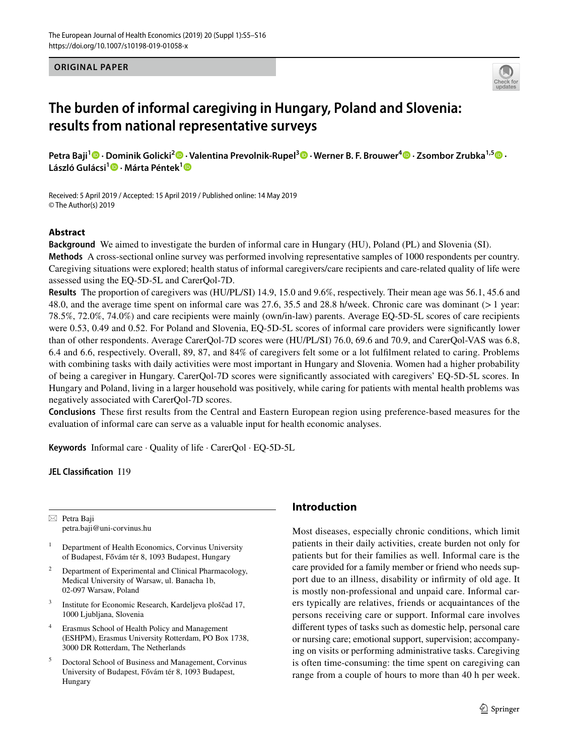ORIGINAL PAPER

# The burden of informal caregiving in Hungary, Poland and Slovenia: results from national representative surveys

**Petra Baji[1] · Dominik Golicki[2] · Valentina Prevolnik-Rupel[3] · Werner B. F. Brouwer[4] · Zsombor Zrubka[1,5] · László Gulácsi[1] · Márta Péntek[1]**

Received: 5 April 2019 / Accepted: 15 April 2019 / Published online: 14 May 2019
© The Author(s) 2019

## Abstract

**Background** We aimed to investigate the burden of informal care in Hungary (HU), Poland (PL) and Slovenia (SI).

**Methods** A cross-sectional online survey was performed involving representative samples of 1000 respondents per country. Caregiving situations were explored; health status of informal caregivers/care recipients and care-related quality of life were assessed using the EQ-5D-5L and CarerQol-7D.

**Results** The proportion of caregivers was (HU/PL/SI) 14.9, 15.0 and 9.6%, respectively. Their mean age was 56.1, 45.6 and 48.0, and the average time spent on informal care was 27.6, 35.5 and 28.8 h/week. Chronic care was dominant (> 1 year: 78.5%, 72.0%, 74.0%) and care recipients were mainly (own/in-law) parents. Average EQ-5D-5L scores of care recipients were 0.53, 0.49 and 0.52. For Poland and Slovenia, EQ-5D-5L scores of informal care providers were significantly lower than of other respondents. Average CarerQol-7D scores were (HU/PL/SI) 76.0, 69.6 and 70.9, and CarerQol-VAS was 6.8, 6.4 and 6.6, respectively. Overall, 89, 87, and 84% of caregivers felt some or a lot fulfilment related to caring. Problems with combining tasks with daily activities were most important in Hungary and Slovenia. Women had a higher probability of being a caregiver in Hungary. CarerQol-7D scores were significantly associated with caregivers' EQ-5D-5L scores. In Hungary and Poland, living in a larger household was positively, while caring for patients with mental health problems was negatively associated with CarerQol-7D scores.

**Conclusions** These first results from the Central and Eastern European region using preference-based measures for the evaluation of informal care can serve as a valuable input for health economic analyses.

**Keywords** Informal care · Quality of life · CarerQol · EQ-5D-5L

**JEL Classification** I19

---

✉ Petra Baji
petra.baji@uni-corvinus.hu

[1] Department of Health Economics, Corvinus University of Budapest, Fővám tér 8, 1093 Budapest, Hungary

[2] Department of Experimental and Clinical Pharmacology, Medical University of Warsaw, ul. Banacha 1b, 02-097 Warsaw, Poland

[3] Institute for Economic Research, Kardeljeva ploščad 17, 1000 Ljubljana, Slovenia

[4] Erasmus School of Health Policy and Management (ESHPM), Erasmus University Rotterdam, PO Box 1738, 3000 DR Rotterdam, The Netherlands

[5] Doctoral School of Business and Management, Corvinus University of Budapest, Fővám tér 8, 1093 Budapest, Hungary

## Introduction

Most diseases, especially chronic conditions, which limit patients in their daily activities, create burden not only for patients but for their families as well. Informal care is the care provided for a family member or friend who needs support due to an illness, disability or infirmity of old age. It is mostly non-professional and unpaid care. Informal carers typically are relatives, friends or acquaintances of the persons receiving care or support. Informal care involves different types of tasks such as domestic help, personal care or nursing care; emotional support, supervision; accompanying on visits or performing administrative tasks. Caregiving is often time-consuming: the time spent on caregiving can range from a couple of hours to more than 40 h per week.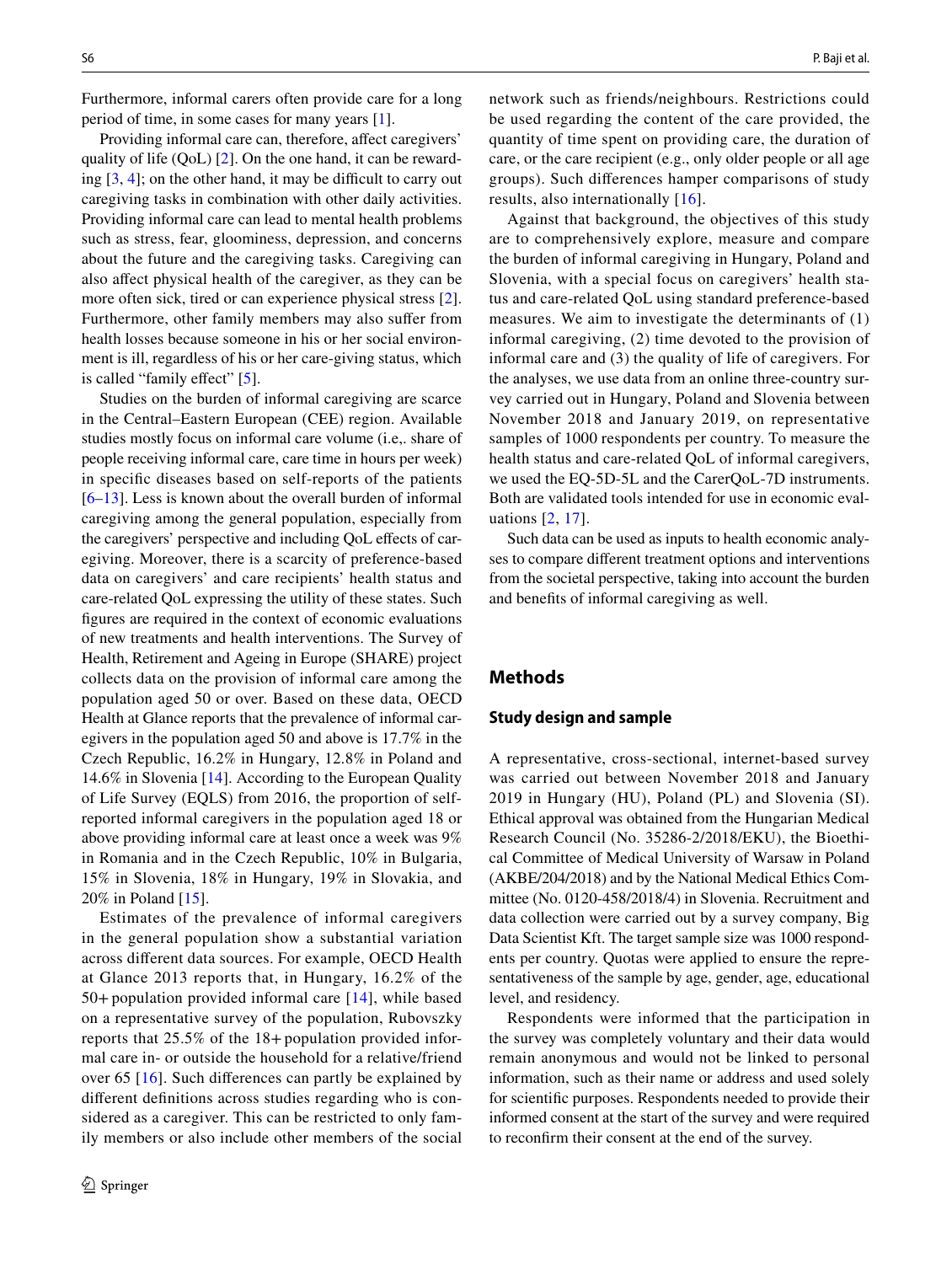Furthermore, informal carers often provide care for a long period of time, in some cases for many years [1].

Providing informal care can, therefore, affect caregivers' quality of life (QoL) [2]. On the one hand, it can be rewarding [3, 4]; on the other hand, it may be difficult to carry out caregiving tasks in combination with other daily activities. Providing informal care can lead to mental health problems such as stress, fear, gloominess, depression, and concerns about the future and the caregiving tasks. Caregiving can also affect physical health of the caregiver, as they can be more often sick, tired or can experience physical stress [2]. Furthermore, other family members may also suffer from health losses because someone in his or her social environment is ill, regardless of his or her care-giving status, which is called "family effect" [5].

Studies on the burden of informal caregiving are scarce in the Central–Eastern European (CEE) region. Available studies mostly focus on informal care volume (i.e,. share of people receiving informal care, care time in hours per week) in specific diseases based on self-reports of the patients [6–13]. Less is known about the overall burden of informal caregiving among the general population, especially from the caregivers' perspective and including QoL effects of caregiving. Moreover, there is a scarcity of preference-based data on caregivers' and care recipients' health status and care-related QoL expressing the utility of these states. Such figures are required in the context of economic evaluations of new treatments and health interventions. The Survey of Health, Retirement and Ageing in Europe (SHARE) project collects data on the provision of informal care among the population aged 50 or over. Based on these data, OECD Health at Glance reports that the prevalence of informal caregivers in the population aged 50 and above is 17.7% in the Czech Republic, 16.2% in Hungary, 12.8% in Poland and 14.6% in Slovenia [14]. According to the European Quality of Life Survey (EQLS) from 2016, the proportion of self-reported informal caregivers in the population aged 18 or above providing informal care at least once a week was 9% in Romania and in the Czech Republic, 10% in Bulgaria, 15% in Slovenia, 18% in Hungary, 19% in Slovakia, and 20% in Poland [15].

Estimates of the prevalence of informal caregivers in the general population show a substantial variation across different data sources. For example, OECD Health at Glance 2013 reports that, in Hungary, 16.2% of the 50+ population provided informal care [14], while based on a representative survey of the population, Rubovszky reports that 25.5% of the 18+ population provided informal care in- or outside the household for a relative/friend over 65 [16]. Such differences can partly be explained by different definitions across studies regarding who is considered as a caregiver. This can be restricted to only family members or also include other members of the social network such as friends/neighbours. Restrictions could be used regarding the content of the care provided, the quantity of time spent on providing care, the duration of care, or the care recipient (e.g., only older people or all age groups). Such differences hamper comparisons of study results, also internationally [16].

Against that background, the objectives of this study are to comprehensively explore, measure and compare the burden of informal caregiving in Hungary, Poland and Slovenia, with a special focus on caregivers' health status and care-related QoL using standard preference-based measures. We aim to investigate the determinants of (1) informal caregiving, (2) time devoted to the provision of informal care and (3) the quality of life of caregivers. For the analyses, we use data from an online three-country survey carried out in Hungary, Poland and Slovenia between November 2018 and January 2019, on representative samples of 1000 respondents per country. To measure the health status and care-related QoL of informal caregivers, we used the EQ-5D-5L and the CarerQoL-7D instruments. Both are validated tools intended for use in economic evaluations [2, 17].

Such data can be used as inputs to health economic analyses to compare different treatment options and interventions from the societal perspective, taking into account the burden and benefits of informal caregiving as well.

## Methods

### Study design and sample

A representative, cross-sectional, internet-based survey was carried out between November 2018 and January 2019 in Hungary (HU), Poland (PL) and Slovenia (SI). Ethical approval was obtained from the Hungarian Medical Research Council (No. 35286-2/2018/EKU), the Bioethical Committee of Medical University of Warsaw in Poland (AKBE/204/2018) and by the National Medical Ethics Committee (No. 0120-458/2018/4) in Slovenia. Recruitment and data collection were carried out by a survey company, Big Data Scientist Kft. The target sample size was 1000 respondents per country. Quotas were applied to ensure the representativeness of the sample by age, gender, age, educational level, and residency.

Respondents were informed that the participation in the survey was completely voluntary and their data would remain anonymous and would not be linked to personal information, such as their name or address and used solely for scientific purposes. Respondents needed to provide their informed consent at the start of the survey and were required to reconfirm their consent at the end of the survey.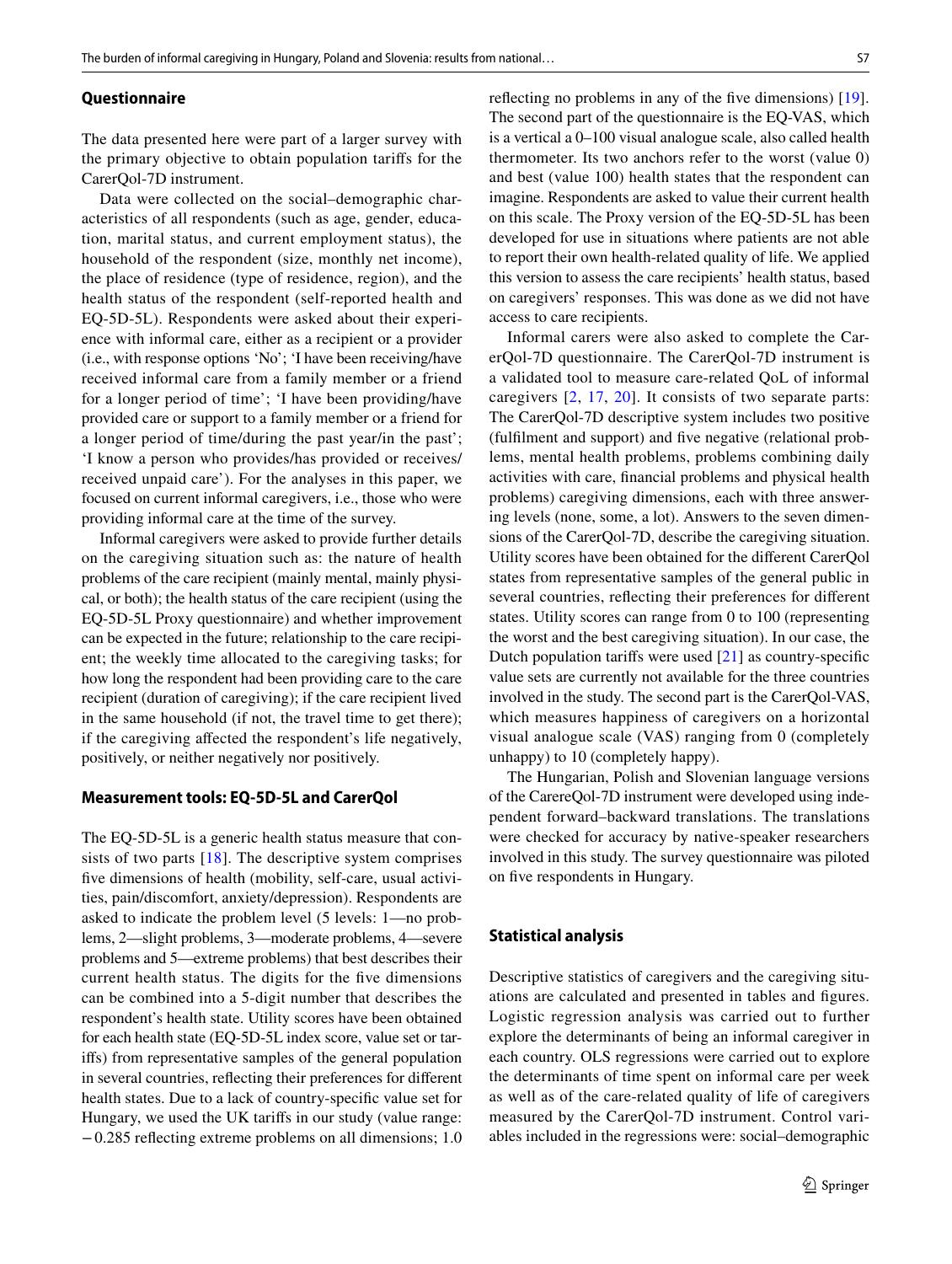### Questionnaire

The data presented here were part of a larger survey with the primary objective to obtain population tariffs for the CarerQol-7D instrument.

Data were collected on the social–demographic characteristics of all respondents (such as age, gender, education, marital status, and current employment status), the household of the respondent (size, monthly net income), the place of residence (type of residence, region), and the health status of the respondent (self-reported health and EQ-5D-5L). Respondents were asked about their experience with informal care, either as a recipient or a provider (i.e., with response options 'No'; 'I have been receiving/have received informal care from a family member or a friend for a longer period of time'; 'I have been providing/have provided care or support to a family member or a friend for a longer period of time/during the past year/in the past'; 'I know a person who provides/has provided or receives/received unpaid care'). For the analyses in this paper, we focused on current informal caregivers, i.e., those who were providing informal care at the time of the survey.

Informal caregivers were asked to provide further details on the caregiving situation such as: the nature of health problems of the care recipient (mainly mental, mainly physical, or both); the health status of the care recipient (using the EQ-5D-5L Proxy questionnaire) and whether improvement can be expected in the future; relationship to the care recipient; the weekly time allocated to the caregiving tasks; for how long the respondent had been providing care to the care recipient (duration of caregiving); if the care recipient lived in the same household (if not, the travel time to get there); if the caregiving affected the respondent's life negatively, positively, or neither negatively nor positively.

### Measurement tools: EQ-5D-5L and CarerQol

The EQ-5D-5L is a generic health status measure that consists of two parts [18]. The descriptive system comprises five dimensions of health (mobility, self-care, usual activities, pain/discomfort, anxiety/depression). Respondents are asked to indicate the problem level (5 levels: 1—no problems, 2—slight problems, 3—moderate problems, 4—severe problems and 5—extreme problems) that best describes their current health status. The digits for the five dimensions can be combined into a 5-digit number that describes the respondent's health state. Utility scores have been obtained for each health state (EQ-5D-5L index score, value set or tariffs) from representative samples of the general population in several countries, reflecting their preferences for different health states. Due to a lack of country-specific value set for Hungary, we used the UK tariffs in our study (value range: −0.285 reflecting extreme problems on all dimensions; 1.0 reflecting no problems in any of the five dimensions) [19]. The second part of the questionnaire is the EQ-VAS, which is a vertical a 0–100 visual analogue scale, also called health thermometer. Its two anchors refer to the worst (value 0) and best (value 100) health states that the respondent can imagine. Respondents are asked to value their current health on this scale. The Proxy version of the EQ-5D-5L has been developed for use in situations where patients are not able to report their own health-related quality of life. We applied this version to assess the care recipients' health status, based on caregivers' responses. This was done as we did not have access to care recipients.

Informal carers were also asked to complete the CarerQol-7D questionnaire. The CarerQol-7D instrument is a validated tool to measure care-related QoL of informal caregivers [2, 17, 20]. It consists of two separate parts: The CarerQol-7D descriptive system includes two positive (fulfilment and support) and five negative (relational problems, mental health problems, problems combining daily activities with care, financial problems and physical health problems) caregiving dimensions, each with three answering levels (none, some, a lot). Answers to the seven dimensions of the CarerQol-7D, describe the caregiving situation. Utility scores have been obtained for the different CarerQol states from representative samples of the general public in several countries, reflecting their preferences for different states. Utility scores can range from 0 to 100 (representing the worst and the best caregiving situation). In our case, the Dutch population tariffs were used [21] as country-specific value sets are currently not available for the three countries involved in the study. The second part is the CarerQol-VAS, which measures happiness of caregivers on a horizontal visual analogue scale (VAS) ranging from 0 (completely unhappy) to 10 (completely happy).

The Hungarian, Polish and Slovenian language versions of the CarereQol-7D instrument were developed using independent forward–backward translations. The translations were checked for accuracy by native-speaker researchers involved in this study. The survey questionnaire was piloted on five respondents in Hungary.

### Statistical analysis

Descriptive statistics of caregivers and the caregiving situations are calculated and presented in tables and figures. Logistic regression analysis was carried out to further explore the determinants of being an informal caregiver in each country. OLS regressions were carried out to explore the determinants of time spent on informal care per week as well as of the care-related quality of life of caregivers measured by the CarerQol-7D instrument. Control variables included in the regressions were: social–demographic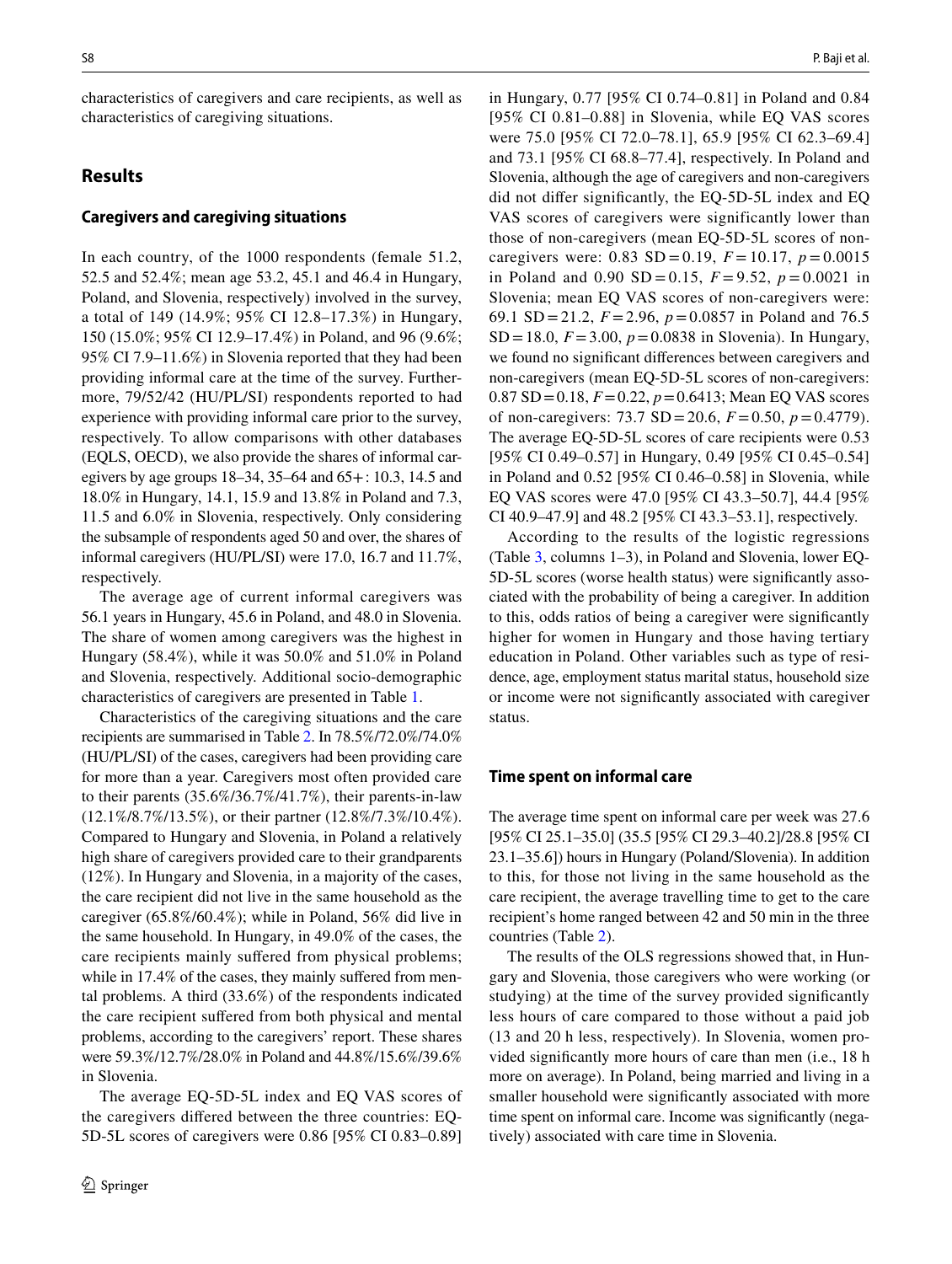characteristics of caregivers and care recipients, as well as characteristics of caregiving situations.

## Results

### Caregivers and caregiving situations

In each country, of the 1000 respondents (female 51.2, 52.5 and 52.4%; mean age 53.2, 45.1 and 46.4 in Hungary, Poland, and Slovenia, respectively) involved in the survey, a total of 149 (14.9%; 95% CI 12.8–17.3%) in Hungary, 150 (15.0%; 95% CI 12.9–17.4%) in Poland, and 96 (9.6%; 95% CI 7.9–11.6%) in Slovenia reported that they had been providing informal care at the time of the survey. Furthermore, 79/52/42 (HU/PL/SI) respondents reported to had experience with providing informal care prior to the survey, respectively. To allow comparisons with other databases (EQLS, OECD), we also provide the shares of informal caregivers by age groups 18–34, 35–64 and 65+: 10.3, 14.5 and 18.0% in Hungary, 14.1, 15.9 and 13.8% in Poland and 7.3, 11.5 and 6.0% in Slovenia, respectively. Only considering the subsample of respondents aged 50 and over, the shares of informal caregivers (HU/PL/SI) were 17.0, 16.7 and 11.7%, respectively.

The average age of current informal caregivers was 56.1 years in Hungary, 45.6 in Poland, and 48.0 in Slovenia. The share of women among caregivers was the highest in Hungary (58.4%), while it was 50.0% and 51.0% in Poland and Slovenia, respectively. Additional socio-demographic characteristics of caregivers are presented in Table 1.

Characteristics of the caregiving situations and the care recipients are summarised in Table 2. In 78.5%/72.0%/74.0% (HU/PL/SI) of the cases, caregivers had been providing care for more than a year. Caregivers most often provided care to their parents (35.6%/36.7%/41.7%), their parents-in-law (12.1%/8.7%/13.5%), or their partner (12.8%/7.3%/10.4%). Compared to Hungary and Slovenia, in Poland a relatively high share of caregivers provided care to their grandparents (12%). In Hungary and Slovenia, in a majority of the cases, the care recipient did not live in the same household as the caregiver (65.8%/60.4%); while in Poland, 56% did live in the same household. In Hungary, in 49.0% of the cases, the care recipients mainly suffered from physical problems; while in 17.4% of the cases, they mainly suffered from mental problems. A third (33.6%) of the respondents indicated the care recipient suffered from both physical and mental problems, according to the caregivers' report. These shares were 59.3%/12.7%/28.0% in Poland and 44.8%/15.6%/39.6% in Slovenia.

The average EQ-5D-5L index and EQ VAS scores of the caregivers differed between the three countries: EQ-5D-5L scores of caregivers were 0.86 [95% CI 0.83–0.89] in Hungary, 0.77 [95% CI 0.74–0.81] in Poland and 0.84 [95% CI 0.81–0.88] in Slovenia, while EQ VAS scores were 75.0 [95% CI 72.0–78.1], 65.9 [95% CI 62.3–69.4] and 73.1 [95% CI 68.8–77.4], respectively. In Poland and Slovenia, although the age of caregivers and non-caregivers did not differ significantly, the EQ-5D-5L index and EQ VAS scores of caregivers were significantly lower than those of non-caregivers (mean EQ-5D-5L scores of non-caregivers were: 0.83 SD = 0.19, $F = 10.17$, $p = 0.0015$ in Poland and 0.90 SD = 0.15, $F = 9.52$, $p = 0.0021$ in Slovenia; mean EQ VAS scores of non-caregivers were: 69.1 SD = 21.2, $F = 2.96$, $p = 0.0857$ in Poland and 76.5 SD = 18.0, $F = 3.00$, $p = 0.0838$ in Slovenia). In Hungary, we found no significant differences between caregivers and non-caregivers (mean EQ-5D-5L scores of non-caregivers: 0.87 SD = 0.18, $F = 0.22$, $p = 0.6413$; Mean EQ VAS scores of non-caregivers: 73.7 SD = 20.6, $F = 0.50$, $p = 0.4779$). The average EQ-5D-5L scores of care recipients were 0.53 [95% CI 0.49–0.57] in Hungary, 0.49 [95% CI 0.45–0.54] in Poland and 0.52 [95% CI 0.46–0.58] in Slovenia, while EQ VAS scores were 47.0 [95% CI 43.3–50.7], 44.4 [95% CI 40.9–47.9] and 48.2 [95% CI 43.3–53.1], respectively.

According to the results of the logistic regressions (Table 3, columns 1–3), in Poland and Slovenia, lower EQ-5D-5L scores (worse health status) were significantly associated with the probability of being a caregiver. In addition to this, odds ratios of being a caregiver were significantly higher for women in Hungary and those having tertiary education in Poland. Other variables such as type of residence, age, employment status marital status, household size or income were not significantly associated with caregiver status.

### Time spent on informal care

The average time spent on informal care per week was 27.6 [95% CI 25.1–35.0] (35.5 [95% CI 29.3–40.2]/28.8 [95% CI 23.1–35.6]) hours in Hungary (Poland/Slovenia). In addition to this, for those not living in the same household as the care recipient, the average travelling time to get to the care recipient's home ranged between 42 and 50 min in the three countries (Table 2).

The results of the OLS regressions showed that, in Hungary and Slovenia, those caregivers who were working (or studying) at the time of the survey provided significantly less hours of care compared to those without a paid job (13 and 20 h less, respectively). In Slovenia, women provided significantly more hours of care than men (i.e., 18 h more on average). In Poland, being married and living in a smaller household were significantly associated with more time spent on informal care. Income was significantly (negatively) associated with care time in Slovenia.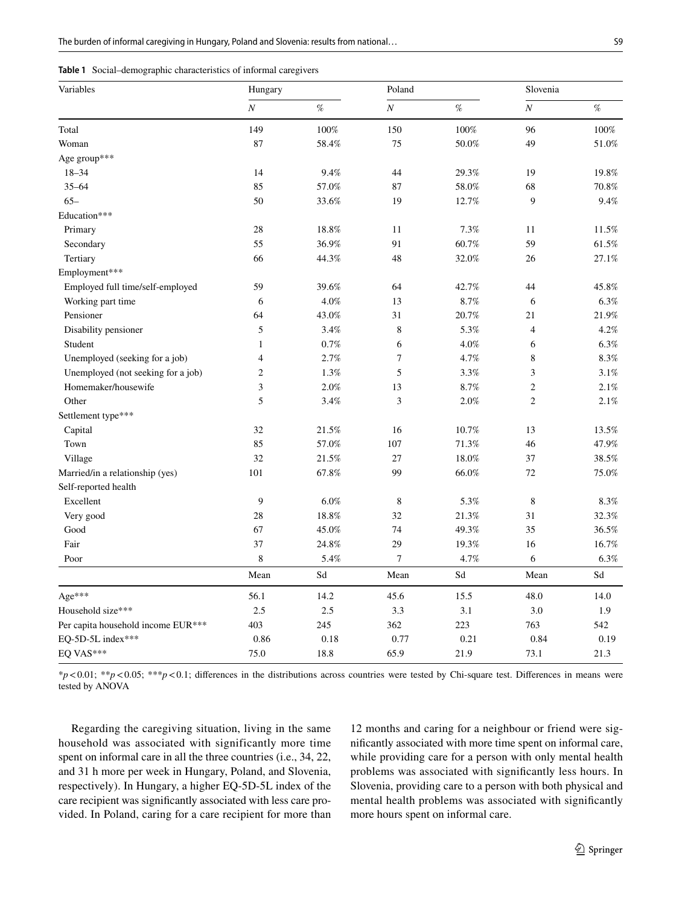**Table 1** Social–demographic characteristics of informal caregivers

| Variables | Hungary | | Poland | | Slovenia | |
|---|---|---|---|---|---|---|
| | *N* | % | *N* | % | *N* | % |
| Total | 149 | 100% | 150 | 100% | 96 | 100% |
| Woman | 87 | 58.4% | 75 | 50.0% | 49 | 51.0% |
| Age group*** | | | | | | |
| 18–34 | 14 | 9.4% | 44 | 29.3% | 19 | 19.8% |
| 35–64 | 85 | 57.0% | 87 | 58.0% | 68 | 70.8% |
| 65– | 50 | 33.6% | 19 | 12.7% | 9 | 9.4% |
| Education*** | | | | | | |
| Primary | 28 | 18.8% | 11 | 7.3% | 11 | 11.5% |
| Secondary | 55 | 36.9% | 91 | 60.7% | 59 | 61.5% |
| Tertiary | 66 | 44.3% | 48 | 32.0% | 26 | 27.1% |
| Employment*** | | | | | | |
| Employed full time/self-employed | 59 | 39.6% | 64 | 42.7% | 44 | 45.8% |
| Working part time | 6 | 4.0% | 13 | 8.7% | 6 | 6.3% |
| Pensioner | 64 | 43.0% | 31 | 20.7% | 21 | 21.9% |
| Disability pensioner | 5 | 3.4% | 8 | 5.3% | 4 | 4.2% |
| Student | 1 | 0.7% | 6 | 4.0% | 6 | 6.3% |
| Unemployed (seeking for a job) | 4 | 2.7% | 7 | 4.7% | 8 | 8.3% |
| Unemployed (not seeking for a job) | 2 | 1.3% | 5 | 3.3% | 3 | 3.1% |
| Homemaker/housewife | 3 | 2.0% | 13 | 8.7% | 2 | 2.1% |
| Other | 5 | 3.4% | 3 | 2.0% | 2 | 2.1% |
| Settlement type*** | | | | | | |
| Capital | 32 | 21.5% | 16 | 10.7% | 13 | 13.5% |
| Town | 85 | 57.0% | 107 | 71.3% | 46 | 47.9% |
| Village | 32 | 21.5% | 27 | 18.0% | 37 | 38.5% |
| Married/in a relationship (yes) | 101 | 67.8% | 99 | 66.0% | 72 | 75.0% |
| Self-reported health | | | | | | |
| Excellent | 9 | 6.0% | 8 | 5.3% | 8 | 8.3% |
| Very good | 28 | 18.8% | 32 | 21.3% | 31 | 32.3% |
| Good | 67 | 45.0% | 74 | 49.3% | 35 | 36.5% |
| Fair | 37 | 24.8% | 29 | 19.3% | 16 | 16.7% |
| Poor | 8 | 5.4% | 7 | 4.7% | 6 | 6.3% |
| | Mean | Sd | Mean | Sd | Mean | Sd |
| Age*** | 56.1 | 14.2 | 45.6 | 15.5 | 48.0 | 14.0 |
| Household size*** | 2.5 | 2.5 | 3.3 | 3.1 | 3.0 | 1.9 |
| Per capita household income EUR*** | 403 | 245 | 362 | 223 | 763 | 542 |
| EQ-5D-5L index*** | 0.86 | 0.18 | 0.77 | 0.21 | 0.84 | 0.19 |
| EQ VAS*** | 75.0 | 18.8 | 65.9 | 21.9 | 73.1 | 21.3 |

*$p<0.01$; **$p<0.05$; ***$p<0.1$; differences in the distributions across countries were tested by Chi-square test. Differences in means were tested by ANOVA

Regarding the caregiving situation, living in the same household was associated with significantly more time spent on informal care in all the three countries (i.e., 34, 22, and 31 h more per week in Hungary, Poland, and Slovenia, respectively). In Hungary, a higher EQ-5D-5L index of the care recipient was significantly associated with less care provided. In Poland, caring for a care recipient for more than 12 months and caring for a neighbour or friend were significantly associated with more time spent on informal care, while providing care for a person with only mental health problems was associated with significantly less hours. In Slovenia, providing care to a person with both physical and mental health problems was associated with significantly more hours spent on informal care.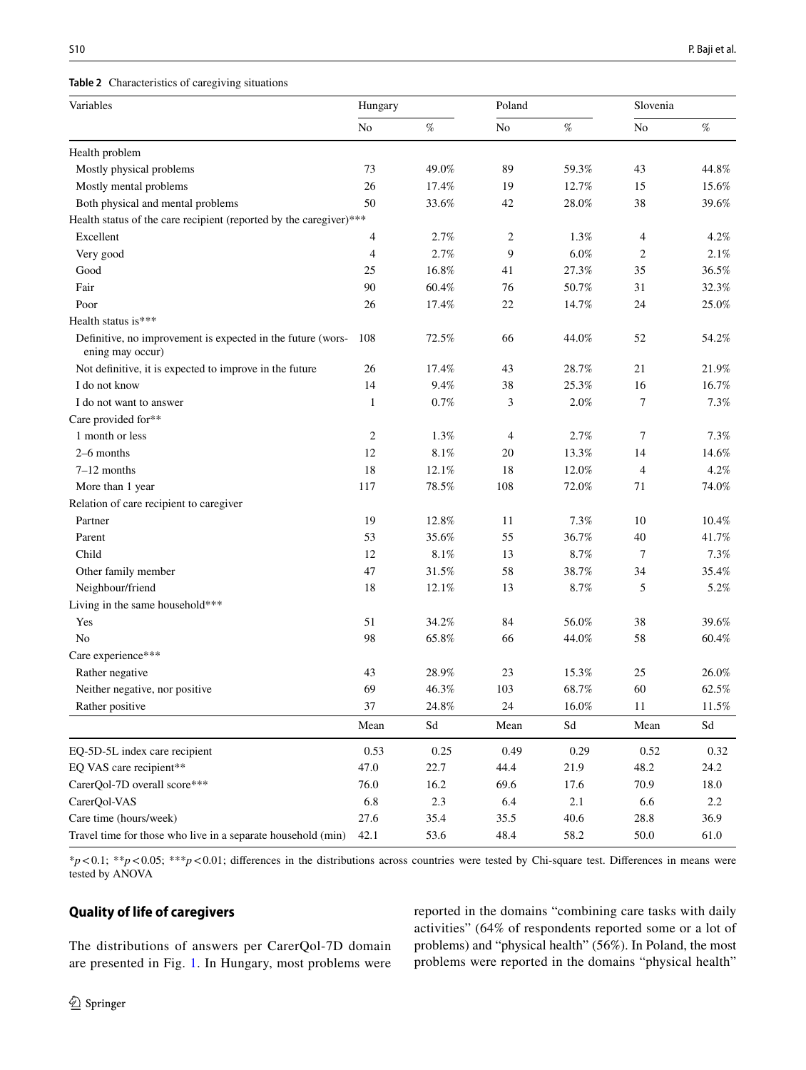**Table 2** Characteristics of caregiving situations

| Variables | Hungary | | Poland | | Slovenia | |
|---|---|---|---|---|---|---|
| | No | % | No | % | No | % |
| Health problem | | | | | | |
| Mostly physical problems | 73 | 49.0% | 89 | 59.3% | 43 | 44.8% |
| Mostly mental problems | 26 | 17.4% | 19 | 12.7% | 15 | 15.6% |
| Both physical and mental problems | 50 | 33.6% | 42 | 28.0% | 38 | 39.6% |
| Health status of the care recipient (reported by the caregiver)*** | | | | | | |
| Excellent | 4 | 2.7% | 2 | 1.3% | 4 | 4.2% |
| Very good | 4 | 2.7% | 9 | 6.0% | 2 | 2.1% |
| Good | 25 | 16.8% | 41 | 27.3% | 35 | 36.5% |
| Fair | 90 | 60.4% | 76 | 50.7% | 31 | 32.3% |
| Poor | 26 | 17.4% | 22 | 14.7% | 24 | 25.0% |
| Health status is*** | | | | | | |
| Definitive, no improvement is expected in the future (worsening may occur) | 108 | 72.5% | 66 | 44.0% | 52 | 54.2% |
| Not definitive, it is expected to improve in the future | 26 | 17.4% | 43 | 28.7% | 21 | 21.9% |
| I do not know | 14 | 9.4% | 38 | 25.3% | 16 | 16.7% |
| I do not want to answer | 1 | 0.7% | 3 | 2.0% | 7 | 7.3% |
| Care provided for** | | | | | | |
| 1 month or less | 2 | 1.3% | 4 | 2.7% | 7 | 7.3% |
| 2–6 months | 12 | 8.1% | 20 | 13.3% | 14 | 14.6% |
| 7–12 months | 18 | 12.1% | 18 | 12.0% | 4 | 4.2% |
| More than 1 year | 117 | 78.5% | 108 | 72.0% | 71 | 74.0% |
| Relation of care recipient to caregiver | | | | | | |
| Partner | 19 | 12.8% | 11 | 7.3% | 10 | 10.4% |
| Parent | 53 | 35.6% | 55 | 36.7% | 40 | 41.7% |
| Child | 12 | 8.1% | 13 | 8.7% | 7 | 7.3% |
| Other family member | 47 | 31.5% | 58 | 38.7% | 34 | 35.4% |
| Neighbour/friend | 18 | 12.1% | 13 | 8.7% | 5 | 5.2% |
| Living in the same household*** | | | | | | |
| Yes | 51 | 34.2% | 84 | 56.0% | 38 | 39.6% |
| No | 98 | 65.8% | 66 | 44.0% | 58 | 60.4% |
| Care experience*** | | | | | | |
| Rather negative | 43 | 28.9% | 23 | 15.3% | 25 | 26.0% |
| Neither negative, nor positive | 69 | 46.3% | 103 | 68.7% | 60 | 62.5% |
| Rather positive | 37 | 24.8% | 24 | 16.0% | 11 | 11.5% |
| | Mean | Sd | Mean | Sd | Mean | Sd |
| EQ-5D-5L index care recipient | 0.53 | 0.25 | 0.49 | 0.29 | 0.52 | 0.32 |
| EQ VAS care recipient** | 47.0 | 22.7 | 44.4 | 21.9 | 48.2 | 24.2 |
| CarerQol-7D overall score*** | 76.0 | 16.2 | 69.6 | 17.6 | 70.9 | 18.0 |
| CarerQol-VAS | 6.8 | 2.3 | 6.4 | 2.1 | 6.6 | 2.2 |
| Care time (hours/week) | 27.6 | 35.4 | 35.5 | 40.6 | 28.8 | 36.9 |
| Travel time for those who live in a separate household (min) | 42.1 | 53.6 | 48.4 | 58.2 | 50.0 | 61.0 |

*$p < 0.1$; **$p < 0.05$; ***$p < 0.01$; differences in the distributions across countries were tested by Chi-square test. Differences in means were tested by ANOVA

## Quality of life of caregivers

The distributions of answers per CarerQol-7D domain are presented in Fig. 1. In Hungary, most problems were reported in the domains "combining care tasks with daily activities" (64% of respondents reported some or a lot of problems) and "physical health" (56%). In Poland, the most problems were reported in the domains "physical health"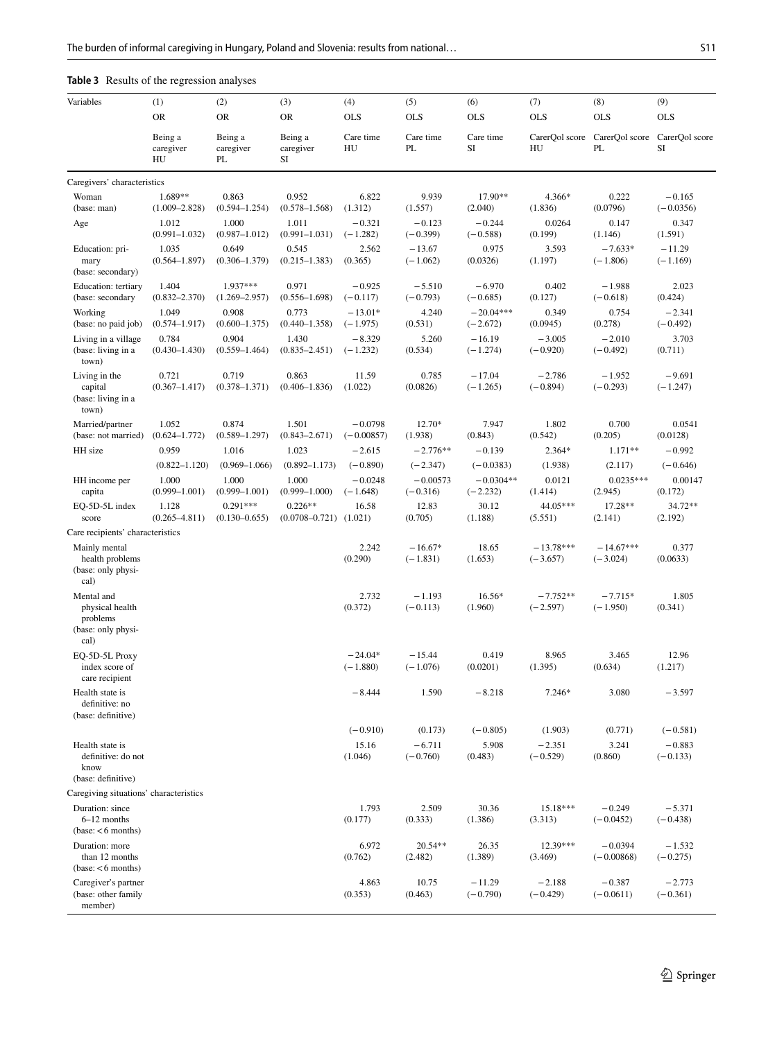**Table 3** Results of the regression analyses

| Variables | (1) | (2) | (3) | (4) | (5) | (6) | (7) | (8) | (9) |
|---|---|---|---|---|---|---|---|---|---|
| | OR | OR | OR | OLS | OLS | OLS | OLS | OLS | OLS |
| | Being a caregiver HU | Being a caregiver PL | Being a caregiver SI | Care time HU | Care time PL | Care time SI | CarerQol score HU | CarerQol score PL | CarerQol score SI |
| Caregivers' characteristics | | | | | | | | | |
| Woman (base: man) | 1.689** (1.009–2.828) | 0.863 (0.594–1.254) | 0.952 (0.578–1.568) | 6.822 (1.312) | 9.939 (1.557) | 17.90** (2.040) | 4.366* (1.836) | 0.222 (0.0796) | −0.165 (−0.0356) |
| Age | 1.012 (0.991–1.032) | 1.000 (0.987–1.012) | 1.011 (0.991–1.031) | −0.321 (−1.282) | −0.123 (−0.399) | −0.244 (−0.588) | 0.0264 (0.199) | 0.147 (1.146) | 0.347 (1.591) |
| Education: primary (base: secondary) | 1.035 (0.564–1.897) | 0.649 (0.306–1.379) | 0.545 (0.215–1.383) | 2.562 (0.365) | −13.67 (−1.062) | 0.975 (0.0326) | 3.593 (1.197) | −7.633* (−1.806) | −11.29 (−1.169) |
| Education: tertiary (base: secondary | 1.404 (0.832–2.370) | 1.937*** (1.269–2.957) | 0.971 (0.556–1.698) | −0.925 (−0.117) | −5.510 (−0.793) | −6.970 (−0.685) | 0.402 (0.127) | −1.988 (−0.618) | 2.023 (0.424) |
| Working (base: no paid job) | 1.049 (0.574–1.917) | 0.908 (0.600–1.375) | 0.773 (0.440–1.358) | −13.01* (−1.975) | 4.240 (0.531) | −20.04*** (−2.672) | 0.349 (0.0945) | 0.754 (0.278) | −2.341 (−0.492) |
| Living in a village (base: living in a town) | 0.784 (0.430–1.430) | 0.904 (0.559–1.464) | 1.430 (0.835–2.451) | −8.329 (−1.232) | 5.260 (0.534) | −16.19 (−1.274) | −3.005 (−0.920) | −2.010 (−0.492) | 3.703 (0.711) |
| Living in the capital (base: living in a town) | 0.721 (0.367–1.417) | 0.719 (0.378–1.371) | 0.863 (0.406–1.836) | 11.59 (1.022) | 0.785 (0.0826) | −17.04 (−1.265) | −2.786 (−0.894) | −1.952 (−0.293) | −9.691 (−1.247) |
| Married/partner (base: not married) | 1.052 (0.624–1.772) | 0.874 (0.589–1.297) | 1.501 (0.843–2.671) | −0.0798 (−0.00857) | 12.70* (1.938) | 7.947 (0.843) | 1.802 (0.542) | 0.700 (0.205) | 0.0541 (0.0128) |
| HH size | 0.959 (0.822–1.120) | 1.016 (0.969–1.066) | 1.023 (0.892–1.173) | −2.615 (−0.890) | −2.776** (−2.347) | −0.139 (−0.0383) | 2.364* (1.938) | 1.171** (2.117) | −0.992 (−0.646) |
| HH income per capita | 1.000 (0.999–1.001) | 1.000 (0.999–1.001) | 1.000 (0.999–1.000) | −0.0248 (−1.648) | −0.00573 (−0.316) | −0.0304** (−2.232) | 0.0121 (1.414) | 0.0235*** (2.945) | 0.00147 (0.172) |
| EQ-5D-5L index score | 1.128 (0.265–4.811) | 0.291*** (0.130–0.655) | 0.226** (0.0708–0.721) | 16.58 (1.021) | 12.83 (0.705) | 30.12 (1.188) | 44.05*** (5.551) | 17.28** (2.141) | 34.72** (2.192) |
| Care recipients' characteristics | | | | | | | | | |
| Mainly mental health problems (base: only physical) | | | | 2.242 (0.290) | −16.67* (−1.831) | 18.65 (1.653) | −13.78*** (−3.657) | −14.67*** (−3.024) | 0.377 (0.0633) |
| Mental and physical health problems (base: only physical) | | | | 2.732 (0.372) | −1.193 (−0.113) | 16.56* (1.960) | −7.752** (−2.597) | −7.715* (−1.950) | 1.805 (0.341) |
| EQ-5D-5L Proxy index score of care recipient | | | | −24.04* (−1.880) | −15.44 (−1.076) | 0.419 (0.0201) | 8.965 (1.395) | 3.465 (0.634) | 12.96 (1.217) |
| Health state is definitive: no (base: definitive) | | | | −8.444 (−0.910) | 1.590 (0.173) | −8.218 (−0.805) | 7.246* (1.903) | 3.080 (0.771) | −3.597 (−0.581) |
| Health state is definitive: do not know (base: definitive) | | | | 15.16 (1.046) | −6.711 (−0.760) | 5.908 (0.483) | −2.351 (−0.529) | 3.241 (0.860) | −0.883 (−0.133) |
| Caregiving situations' characteristics | | | | | | | | | |
| Duration: since 6–12 months (base: < 6 months) | | | | 1.793 (0.177) | 2.509 (0.333) | 30.36 (1.386) | 15.18*** (3.313) | −0.249 (−0.0452) | −5.371 (−0.438) |
| Duration: more than 12 months (base: < 6 months) | | | | 6.972 (0.762) | 20.54** (2.482) | 26.35 (1.389) | 12.39*** (3.469) | −0.0394 (−0.00868) | −1.532 (−0.275) |
| Caregiver's partner (base: other family member) | | | | 4.863 (0.353) | 10.75 (0.463) | −11.29 (−0.790) | −2.188 (−0.429) | −0.387 (−0.0611) | −2.773 (−0.361) |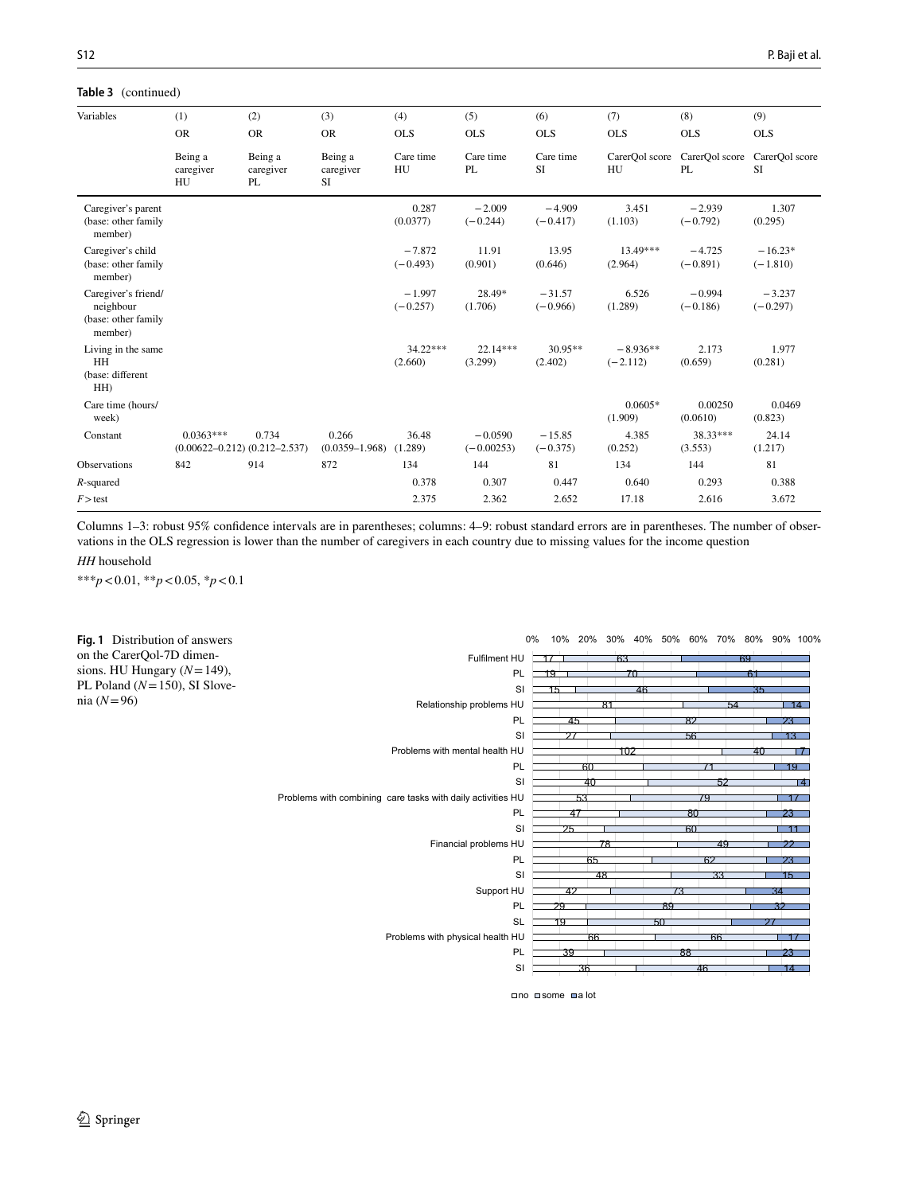**Table 3** (continued)

| Variables | (1) OR Being a caregiver HU | (2) OR Being a caregiver PL | (3) OR Being a caregiver SI | (4) OLS Care time HU | (5) OLS Care time PL | (6) OLS Care time SI | (7) OLS CarerQol score HU | (8) OLS CarerQol score PL | (9) OLS CarerQol score SI |
|---|---|---|---|---|---|---|---|---|---|
| Caregiver's parent (base: other family member) | | | | 0.287 (0.0377) | −2.009 (−0.244) | −4.909 (−0.417) | 3.451 (1.103) | −2.939 (−0.792) | 1.307 (0.295) |
| Caregiver's child (base: other family member) | | | | −7.872 (−0.493) | 11.91 (0.901) | 13.95 (0.646) | 13.49*** (2.964) | −4.725 (−0.891) | −16.23* (−1.810) |
| Caregiver's friend/ neighbour (base: other family member) | | | | −1.997 (−0.257) | 28.49* (1.706) | −31.57 (−0.966) | 6.526 (1.289) | −0.994 (−0.186) | −3.237 (−0.297) |
| Living in the same HH (base: different HH) | | | | 34.22*** (2.660) | 22.14*** (3.299) | 30.95** (2.402) | −8.936** (−2.112) | 2.173 (0.659) | 1.977 (0.281) |
| Care time (hours/ week) | | | | | | | 0.0605* (1.909) | 0.00250 (0.0610) | 0.0469 (0.823) |
| Constant | 0.0363*** (0.00622–0.212) | 0.734 (0.212–2.537) | 0.266 (0.0359–1.968) | 36.48 (1.289) | −0.0590 (−0.00253) | −15.85 (−0.375) | 4.385 (0.252) | 38.33*** (3.553) | 24.14 (1.217) |
| Observations | 842 | 914 | 872 | 134 | 144 | 81 | 134 | 144 | 81 |
| *R*-squared | | | | 0.378 | 0.307 | 0.447 | 0.640 | 0.293 | 0.388 |
| *F* > test | | | | 2.375 | 2.362 | 2.652 | 17.18 | 2.616 | 3.672 |

Columns 1–3: robust 95% confidence intervals are in parentheses; columns: 4–9: robust standard errors are in parentheses. The number of observations in the OLS regression is lower than the number of caregivers in each country due to missing values for the income question

*HH* household

***$p < 0.01$, **$p < 0.05$, *$p < 0.1$

| | no | some | a lot |
|---|---|---|---|
| Fulfilment HU | 17 | 63 | 69 |
| PL | 19 | 70 | 61 |
| SI | 15 | 46 | 35 |
| Relationship problems HU | 81 | 54 | 14 |
| PL | 45 | 82 | 23 |
| SI | 27 | 56 | 13 |
| Problems with mental health HU | 102 | 40 | 7 |
| PL | 60 | 71 | 19 |
| SI | 40 | 52 | 4 |
| Problems with combining care tasks with daily activities HU | 53 | 79 | 17 |
| PL | 47 | 80 | 23 |
| SI | 25 | 60 | 11 |
| Financial problems HU | 78 | 49 | 22 |
| PL | 65 | 62 | 23 |
| SI | 48 | 33 | 15 |
| Support HU | 42 | 73 | 34 |
| PL | 29 | 89 | 32 |
| SL | 19 | 50 | 27 |
| Problems with physical health HU | 66 | 66 | 17 |
| PL | 39 | 88 | 23 |
| SI | 36 | 46 | 14 |

**Fig. 1** Distribution of answers on the CarerQol-7D dimensions. HU Hungary ($N = 149$), PL Poland ($N = 150$), SI Slovenia ($N = 96$)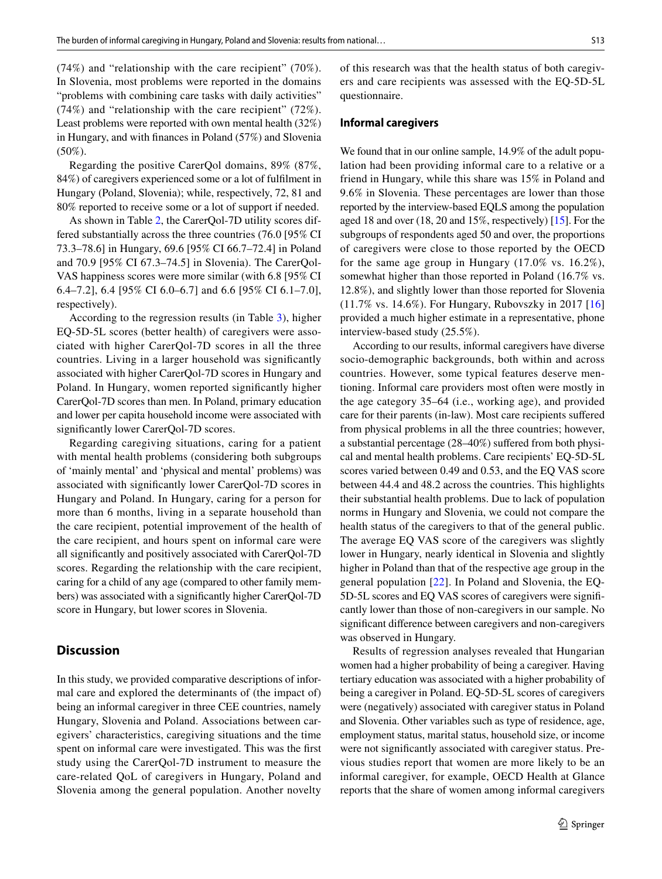(74%) and "relationship with the care recipient" (70%). In Slovenia, most problems were reported in the domains "problems with combining care tasks with daily activities" (74%) and "relationship with the care recipient" (72%). Least problems were reported with own mental health (32%) in Hungary, and with finances in Poland (57%) and Slovenia (50%).

Regarding the positive CarerQol domains, 89% (87%, 84%) of caregivers experienced some or a lot of fulfilment in Hungary (Poland, Slovenia); while, respectively, 72, 81 and 80% reported to receive some or a lot of support if needed.

As shown in Table 2, the CarerQol-7D utility scores differed substantially across the three countries (76.0 [95% CI 73.3–78.6] in Hungary, 69.6 [95% CI 66.7–72.4] in Poland and 70.9 [95% CI 67.3–74.5] in Slovenia). The CarerQol-VAS happiness scores were more similar (with 6.8 [95% CI 6.4–7.2], 6.4 [95% CI 6.0–6.7] and 6.6 [95% CI 6.1–7.0], respectively).

According to the regression results (in Table 3), higher EQ-5D-5L scores (better health) of caregivers were associated with higher CarerQol-7D scores in all the three countries. Living in a larger household was significantly associated with higher CarerQol-7D scores in Hungary and Poland. In Hungary, women reported significantly higher CarerQol-7D scores than men. In Poland, primary education and lower per capita household income were associated with significantly lower CarerQol-7D scores.

Regarding caregiving situations, caring for a patient with mental health problems (considering both subgroups of 'mainly mental' and 'physical and mental' problems) was associated with significantly lower CarerQol-7D scores in Hungary and Poland. In Hungary, caring for a person for more than 6 months, living in a separate household than the care recipient, potential improvement of the health of the care recipient, and hours spent on informal care were all significantly and positively associated with CarerQol-7D scores. Regarding the relationship with the care recipient, caring for a child of any age (compared to other family members) was associated with a significantly higher CarerQol-7D score in Hungary, but lower scores in Slovenia.

## Discussion

In this study, we provided comparative descriptions of informal care and explored the determinants of (the impact of) being an informal caregiver in three CEE countries, namely Hungary, Slovenia and Poland. Associations between caregivers' characteristics, caregiving situations and the time spent on informal care were investigated. This was the first study using the CarerQol-7D instrument to measure the care-related QoL of caregivers in Hungary, Poland and Slovenia among the general population. Another novelty of this research was that the health status of both caregivers and care recipients was assessed with the EQ-5D-5L questionnaire.

### Informal caregivers

We found that in our online sample, 14.9% of the adult population had been providing informal care to a relative or a friend in Hungary, while this share was 15% in Poland and 9.6% in Slovenia. These percentages are lower than those reported by the interview-based EQLS among the population aged 18 and over (18, 20 and 15%, respectively) [15]. For the subgroups of respondents aged 50 and over, the proportions of caregivers were close to those reported by the OECD for the same age group in Hungary (17.0% vs. 16.2%), somewhat higher than those reported in Poland (16.7% vs. 12.8%), and slightly lower than those reported for Slovenia (11.7% vs. 14.6%). For Hungary, Rubovszky in 2017 [16] provided a much higher estimate in a representative, phone interview-based study (25.5%).

According to our results, informal caregivers have diverse socio-demographic backgrounds, both within and across countries. However, some typical features deserve mentioning. Informal care providers most often were mostly in the age category 35–64 (i.e., working age), and provided care for their parents (in-law). Most care recipients suffered from physical problems in all the three countries; however, a substantial percentage (28–40%) suffered from both physical and mental health problems. Care recipients' EQ-5D-5L scores varied between 0.49 and 0.53, and the EQ VAS score between 44.4 and 48.2 across the countries. This highlights their substantial health problems. Due to lack of population norms in Hungary and Slovenia, we could not compare the health status of the caregivers to that of the general public. The average EQ VAS score of the caregivers was slightly lower in Hungary, nearly identical in Slovenia and slightly higher in Poland than that of the respective age group in the general population [22]. In Poland and Slovenia, the EQ-5D-5L scores and EQ VAS scores of caregivers were significantly lower than those of non-caregivers in our sample. No significant difference between caregivers and non-caregivers was observed in Hungary.

Results of regression analyses revealed that Hungarian women had a higher probability of being a caregiver. Having tertiary education was associated with a higher probability of being a caregiver in Poland. EQ-5D-5L scores of caregivers were (negatively) associated with caregiver status in Poland and Slovenia. Other variables such as type of residence, age, employment status, marital status, household size, or income were not significantly associated with caregiver status. Previous studies report that women are more likely to be an informal caregiver, for example, OECD Health at Glance reports that the share of women among informal caregivers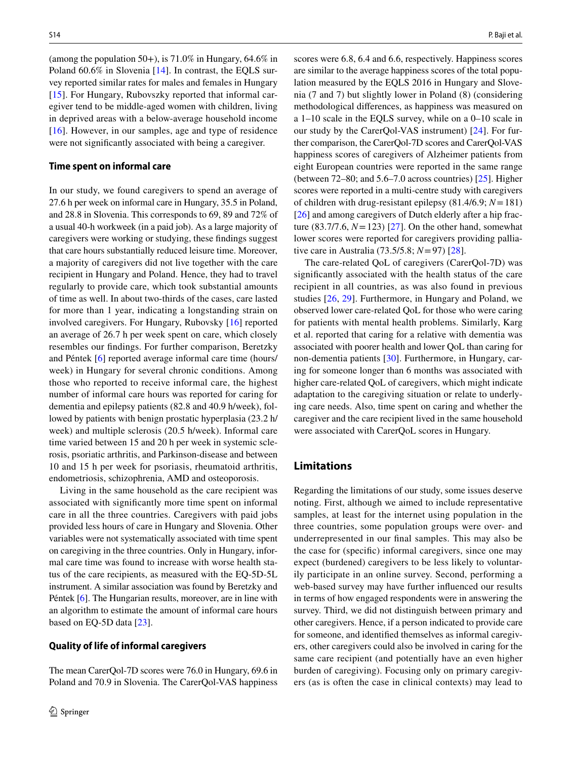(among the population 50+), is 71.0% in Hungary, 64.6% in Poland 60.6% in Slovenia [14]. In contrast, the EQLS survey reported similar rates for males and females in Hungary [15]. For Hungary, Rubovszky reported that informal caregiver tend to be middle-aged women with children, living in deprived areas with a below-average household income [16]. However, in our samples, age and type of residence were not significantly associated with being a caregiver.

### Time spent on informal care

In our study, we found caregivers to spend an average of 27.6 h per week on informal care in Hungary, 35.5 in Poland, and 28.8 in Slovenia. This corresponds to 69, 89 and 72% of a usual 40-h workweek (in a paid job). As a large majority of caregivers were working or studying, these findings suggest that care hours substantially reduced leisure time. Moreover, a majority of caregivers did not live together with the care recipient in Hungary and Poland. Hence, they had to travel regularly to provide care, which took substantial amounts of time as well. In about two-thirds of the cases, care lasted for more than 1 year, indicating a longstanding strain on involved caregivers. For Hungary, Rubovsky [16] reported an average of 26.7 h per week spent on care, which closely resembles our findings. For further comparison, Beretzky and Péntek [6] reported average informal care time (hours/week) in Hungary for several chronic conditions. Among those who reported to receive informal care, the highest number of informal care hours was reported for caring for dementia and epilepsy patients (82.8 and 40.9 h/week), followed by patients with benign prostatic hyperplasia (23.2 h/week) and multiple sclerosis (20.5 h/week). Informal care time varied between 15 and 20 h per week in systemic sclerosis, psoriatic arthritis, and Parkinson-disease and between 10 and 15 h per week for psoriasis, rheumatoid arthritis, endometriosis, schizophrenia, AMD and osteoporosis.

Living in the same household as the care recipient was associated with significantly more time spent on informal care in all the three countries. Caregivers with paid jobs provided less hours of care in Hungary and Slovenia. Other variables were not systematically associated with time spent on caregiving in the three countries. Only in Hungary, informal care time was found to increase with worse health status of the care recipients, as measured with the EQ-5D-5L instrument. A similar association was found by Beretzky and Péntek [6]. The Hungarian results, moreover, are in line with an algorithm to estimate the amount of informal care hours based on EQ-5D data [23].

### Quality of life of informal caregivers

The mean CarerQol-7D scores were 76.0 in Hungary, 69.6 in Poland and 70.9 in Slovenia. The CarerQol-VAS happiness scores were 6.8, 6.4 and 6.6, respectively. Happiness scores are similar to the average happiness scores of the total population measured by the EQLS 2016 in Hungary and Slovenia (7 and 7) but slightly lower in Poland (8) (considering methodological differences, as happiness was measured on a 1–10 scale in the EQLS survey, while on a 0–10 scale in our study by the CarerQol-VAS instrument) [24]. For further comparison, the CarerQol-7D scores and CarerQol-VAS happiness scores of caregivers of Alzheimer patients from eight European countries were reported in the same range (between 72–80; and 5.6–7.0 across countries) [25]. Higher scores were reported in a multi-centre study with caregivers of children with drug-resistant epilepsy (81.4/6.9; $N = 181$) [26] and among caregivers of Dutch elderly after a hip fracture (83.7/7.6, $N = 123$) [27]. On the other hand, somewhat lower scores were reported for caregivers providing palliative care in Australia (73.5/5.8; $N = 97$) [28].

The care-related QoL of caregivers (CarerQol-7D) was significantly associated with the health status of the care recipient in all countries, as was also found in previous studies [26, 29]. Furthermore, in Hungary and Poland, we observed lower care-related QoL for those who were caring for patients with mental health problems. Similarly, Karg et al. reported that caring for a relative with dementia was associated with poorer health and lower QoL than caring for non-dementia patients [30]. Furthermore, in Hungary, caring for someone longer than 6 months was associated with higher care-related QoL of caregivers, which might indicate adaptation to the caregiving situation or relate to underlying care needs. Also, time spent on caring and whether the caregiver and the care recipient lived in the same household were associated with CarerQoL scores in Hungary.

## Limitations

Regarding the limitations of our study, some issues deserve noting. First, although we aimed to include representative samples, at least for the internet using population in the three countries, some population groups were over- and underrepresented in our final samples. This may also be the case for (specific) informal caregivers, since one may expect (burdened) caregivers to be less likely to voluntarily participate in an online survey. Second, performing a web-based survey may have further influenced our results in terms of how engaged respondents were in answering the survey. Third, we did not distinguish between primary and other caregivers. Hence, if a person indicated to provide care for someone, and identified themselves as informal caregivers, other caregivers could also be involved in caring for the same care recipient (and potentially have an even higher burden of caregiving). Focusing only on primary caregivers (as is often the case in clinical contexts) may lead to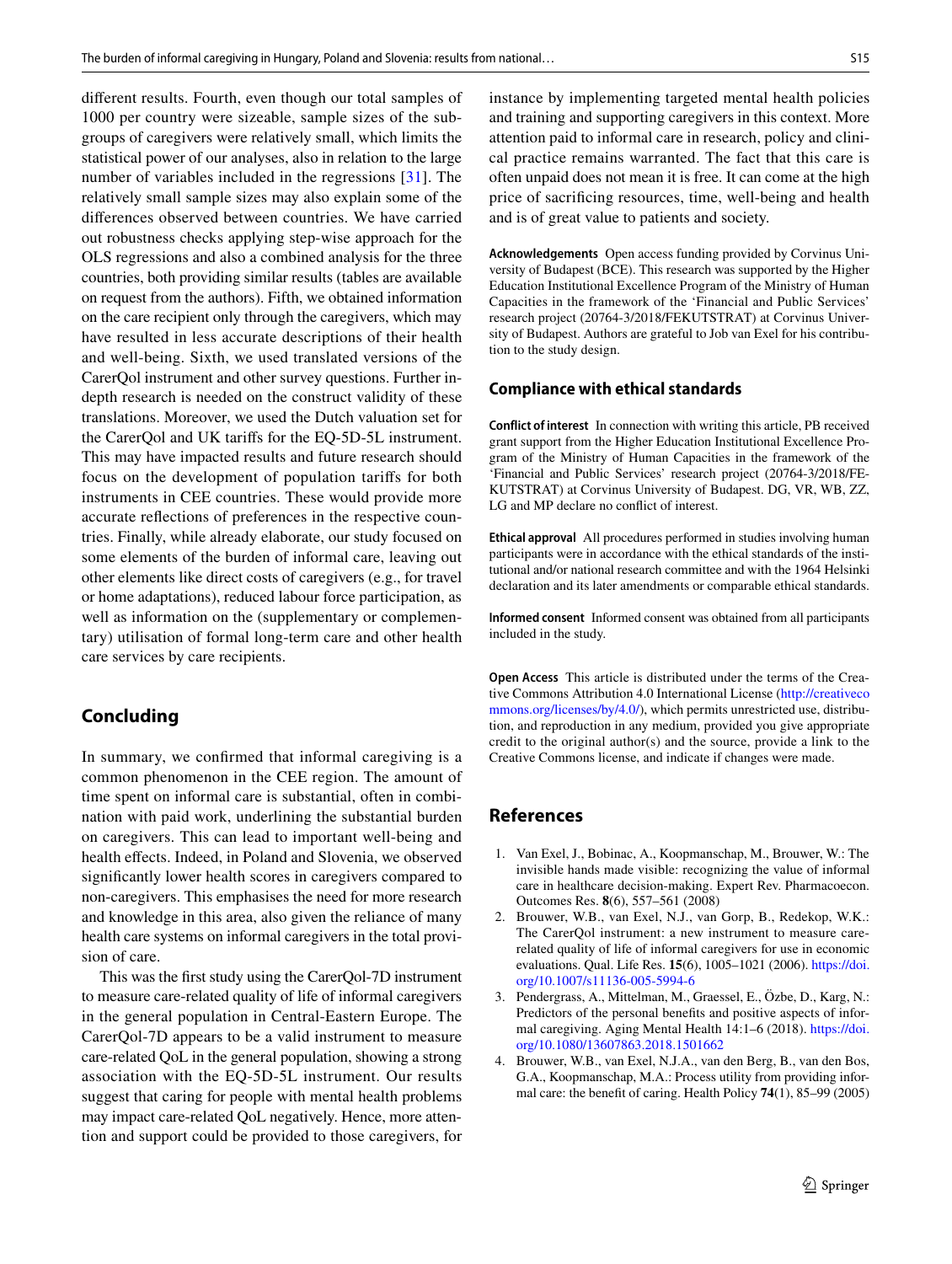different results. Fourth, even though our total samples of 1000 per country were sizeable, sample sizes of the subgroups of caregivers were relatively small, which limits the statistical power of our analyses, also in relation to the large number of variables included in the regressions [31]. The relatively small sample sizes may also explain some of the differences observed between countries. We have carried out robustness checks applying step-wise approach for the OLS regressions and also a combined analysis for the three countries, both providing similar results (tables are available on request from the authors). Fifth, we obtained information on the care recipient only through the caregivers, which may have resulted in less accurate descriptions of their health and well-being. Sixth, we used translated versions of the CarerQol instrument and other survey questions. Further in-depth research is needed on the construct validity of these translations. Moreover, we used the Dutch valuation set for the CarerQol and UK tariffs for the EQ-5D-5L instrument. This may have impacted results and future research should focus on the development of population tariffs for both instruments in CEE countries. These would provide more accurate reflections of preferences in the respective countries. Finally, while already elaborate, our study focused on some elements of the burden of informal care, leaving out other elements like direct costs of caregivers (e.g., for travel or home adaptations), reduced labour force participation, as well as information on the (supplementary or complementary) utilisation of formal long-term care and other health care services by care recipients.

## Concluding

In summary, we confirmed that informal caregiving is a common phenomenon in the CEE region. The amount of time spent on informal care is substantial, often in combination with paid work, underlining the substantial burden on caregivers. This can lead to important well-being and health effects. Indeed, in Poland and Slovenia, we observed significantly lower health scores in caregivers compared to non-caregivers. This emphasises the need for more research and knowledge in this area, also given the reliance of many health care systems on informal caregivers in the total provision of care.

This was the first study using the CarerQol-7D instrument to measure care-related quality of life of informal caregivers in the general population in Central-Eastern Europe. The CarerQol-7D appears to be a valid instrument to measure care-related QoL in the general population, showing a strong association with the EQ-5D-5L instrument. Our results suggest that caring for people with mental health problems may impact care-related QoL negatively. Hence, more attention and support could be provided to those caregivers, for instance by implementing targeted mental health policies and training and supporting caregivers in this context. More attention paid to informal care in research, policy and clinical practice remains warranted. The fact that this care is often unpaid does not mean it is free. It can come at the high price of sacrificing resources, time, well-being and health and is of great value to patients and society.

**Acknowledgements** Open access funding provided by Corvinus University of Budapest (BCE). This research was supported by the Higher Education Institutional Excellence Program of the Ministry of Human Capacities in the framework of the 'Financial and Public Services' research project (20764-3/2018/FEKUTSTRAT) at Corvinus University of Budapest. Authors are grateful to Job van Exel for his contribution to the study design.

### Compliance with ethical standards

**Conflict of interest** In connection with writing this article, PB received grant support from the Higher Education Institutional Excellence Program of the Ministry of Human Capacities in the framework of the 'Financial and Public Services' research project (20764-3/2018/FEKUTSTRAT) at Corvinus University of Budapest. DG, VR, WB, ZZ, LG and MP declare no conflict of interest.

**Ethical approval** All procedures performed in studies involving human participants were in accordance with the ethical standards of the institutional and/or national research committee and with the 1964 Helsinki declaration and its later amendments or comparable ethical standards.

**Informed consent** Informed consent was obtained from all participants included in the study.

**Open Access** This article is distributed under the terms of the Creative Commons Attribution 4.0 International License (http://creativecommons.org/licenses/by/4.0/), which permits unrestricted use, distribution, and reproduction in any medium, provided you give appropriate credit to the original author(s) and the source, provide a link to the Creative Commons license, and indicate if changes were made.

## References

1. Van Exel, J., Bobinac, A., Koopmanschap, M., Brouwer, W.: The invisible hands made visible: recognizing the value of informal care in healthcare decision-making. Expert Rev. Pharmacoecon. Outcomes Res. **8**(6), 557–561 (2008)
2. Brouwer, W.B., van Exel, N.J., van Gorp, B., Redekop, W.K.: The CarerQol instrument: a new instrument to measure care-related quality of life of informal caregivers for use in economic evaluations. Qual. Life Res. **15**(6), 1005–1021 (2006). https://doi.org/10.1007/s11136-005-5994-6
3. Pendergrass, A., Mittelman, M., Graessel, E., Özbe, D., Karg, N.: Predictors of the personal benefits and positive aspects of informal caregiving. Aging Mental Health 14:1–6 (2018). https://doi.org/10.1080/13607863.2018.1501662
4. Brouwer, W.B., van Exel, N.J.A., van den Berg, B., van den Bos, G.A., Koopmanschap, M.A.: Process utility from providing informal care: the benefit of caring. Health Policy **74**(1), 85–99 (2005)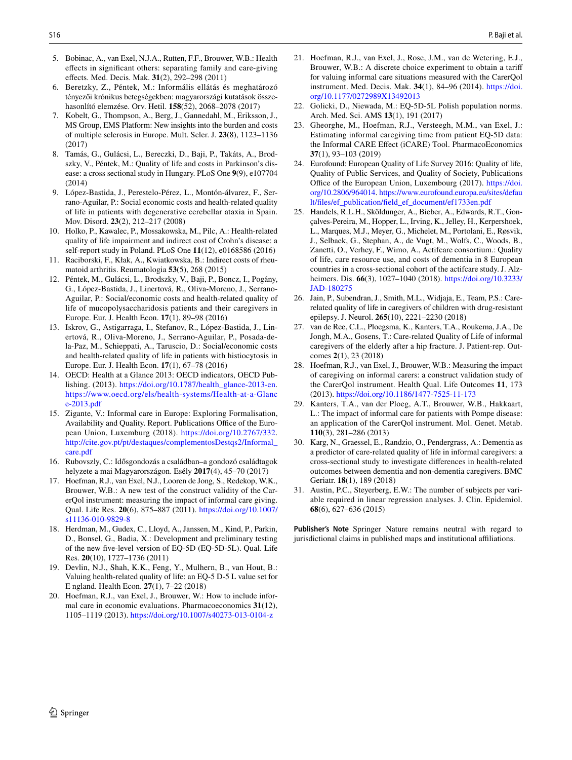5. Bobinac, A., van Exel, N.J.A., Rutten, F.F., Brouwer, W.B.: Health effects in significant others: separating family and care-giving effects. Med. Decis. Mak. **31**(2), 292–298 (2011)
6. Beretzky, Z., Péntek, M.: Informális ellátás és meghatározó tényezői krónikus betegségekben: magyarországi kutatások összehasonlító elemzése. Orv. Hetil. **158**(52), 2068–2078 (2017)
7. Kobelt, G., Thompson, A., Berg, J., Gannedahl, M., Eriksson, J., MS Group, EMS Platform: New insights into the burden and costs of multiple sclerosis in Europe. Mult. Scler. J. **23**(8), 1123–1136 (2017)
8. Tamás, G., Gulácsi, L., Bereczki, D., Baji, P., Takáts, A., Brodszky, V., Péntek, M.: Quality of life and costs in Parkinson's disease: a cross sectional study in Hungary. PLoS One **9**(9), e107704 (2014)
9. López-Bastida, J., Perestelo-Pérez, L., Montón-álvarez, F., Serrano-Aguilar, P.: Social economic costs and health-related quality of life in patients with degenerative cerebellar ataxia in Spain. Mov. Disord. **23**(2), 212–217 (2008)
10. Holko, P., Kawalec, P., Mossakowska, M., Pilc, A.: Health-related quality of life impairment and indirect cost of Crohn's disease: a self-report study in Poland. PLoS One **11**(12), e0168586 (2016)
11. Raciborski, F., Kłak, A., Kwiatkowska, B.: Indirect costs of rheumatoid arthritis. Reumatologia **53**(5), 268 (2015)
12. Péntek, M., Gulácsi, L., Brodszky, V., Baji, P., Boncz, I., Pogány, G., López-Bastida, J., Linertová, R., Oliva-Moreno, J., Serrano-Aguilar, P.: Social/economic costs and health-related quality of life of mucopolysaccharidosis patients and their caregivers in Europe. Eur. J. Health Econ. **17**(1), 89–98 (2016)
13. Iskrov, G., Astigarraga, I., Stefanov, R., López-Bastida, J., Linertová, R., Oliva-Moreno, J., Serrano-Aguilar, P., Posada-de-la-Paz, M., Schieppati, A., Taruscio, D.: Social/economic costs and health-related quality of life in patients with histiocytosis in Europe. Eur. J. Health Econ. **17**(1), 67–78 (2016)
14. OECD: Health at a Glance 2013: OECD indicators, OECD Publishing. (2013). https://doi.org/10.1787/health_glance-2013-en. https://www.oecd.org/els/health-systems/Health-at-a-Glance-2013.pdf
15. Zigante, V.: Informal care in Europe: Exploring Formalisation, Availability and Quality. Report. Publications Office of the European Union, Luxemburg (2018). https://doi.org/10.2767/332. http://cite.gov.pt/pt/destaques/complementosDestqs2/Informal_care.pdf
16. Rubovszky, C.: Idősgondozás a családban–a gondozó családtagok helyzete a mai Magyarországon. Esély **2017**(4), 45–70 (2017)
17. Hoefman, R.J., van Exel, N.J., Looren de Jong, S., Redekop, W.K., Brouwer, W.B.: A new test of the construct validity of the CarerQol instrument: measuring the impact of informal care giving. Qual. Life Res. **20**(6), 875–887 (2011). https://doi.org/10.1007/s11136-010-9829-8
18. Herdman, M., Gudex, C., Lloyd, A., Janssen, M., Kind, P., Parkin, D., Bonsel, G., Badia, X.: Development and preliminary testing of the new five-level version of EQ-5D (EQ-5D-5L). Qual. Life Res. **20**(10), 1727–1736 (2011)
19. Devlin, N.J., Shah, K.K., Feng, Y., Mulhern, B., van Hout, B.: Valuing health-related quality of life: an EQ-5 D-5 L value set for E ngland. Health Econ. **27**(1), 7–22 (2018)
20. Hoefman, R.J., van Exel, J., Brouwer, W.: How to include informal care in economic evaluations. Pharmacoeconomics **31**(12), 1105–1119 (2013). https://doi.org/10.1007/s40273-013-0104-z
21. Hoefman, R.J., van Exel, J., Rose, J.M., van de Wetering, E.J., Brouwer, W.B.: A discrete choice experiment to obtain a tariff for valuing informal care situations measured with the CarerQol instrument. Med. Decis. Mak. **34**(1), 84–96 (2014). https://doi.org/10.1177/0272989X13492013
22. Golicki, D., Niewada, M.: EQ-5D-5L Polish population norms. Arch. Med. Sci. AMS **13**(1), 191 (2017)
23. Gheorghe, M., Hoefman, R.J., Versteegh, M.M., van Exel, J.: Estimating informal caregiving time from patient EQ-5D data: the Informal CARE Effect (iCARE) Tool. PharmacoEconomics **37**(1), 93–103 (2019)
24. Eurofound: European Quality of Life Survey 2016: Quality of life, Quality of Public Services, and Quality of Society, Publications Office of the European Union, Luxembourg (2017). https://doi.org/10.2806/964014. https://www.eurofound.europa.eu/sites/default/files/ef_publication/field_ef_document/ef1733en.pdf
25. Handels, R.L.H., Sköldunger, A., Bieber, A., Edwards, R.T., Gonçalves-Pereira, M., Hopper, L., Irving, K., Jelley, H., Kerpershoek, L., Marques, M.J., Meyer, G., Michelet, M., Portolani, E., Røsvik, J., Selbaek, G., Stephan, A., de Vugt, M., Wolfs, C., Woods, B., Zanetti, O., Verhey, F., Wimo, A., Actifcare consortium.: Quality of life, care resource use, and costs of dementia in 8 European countries in a cross-sectional cohort of the actifcare study. J. Alzheimers. Dis. **66**(3), 1027–1040 (2018). https://doi.org/10.3233/JAD-180275
26. Jain, P., Subendran, J., Smith, M.L., Widjaja, E., Team, P.S.: Care-related quality of life in caregivers of children with drug-resistant epilepsy. J. Neurol. **265**(10), 2221–2230 (2018)
27. van de Ree, C.L., Ploegsma, K., Kanters, T.A., Roukema, J.A., De Jongh, M.A., Gosens, T.: Care-related Quality of Life of informal caregivers of the elderly after a hip fracture. J. Patient-rep. Outcomes **2**(1), 23 (2018)
28. Hoefman, R.J., van Exel, J., Brouwer, W.B.: Measuring the impact of caregiving on informal carers: a construct validation study of the CarerQol instrument. Health Qual. Life Outcomes **11**, 173 (2013). https://doi.org/10.1186/1477-7525-11-173
29. Kanters, T.A., van der Ploeg, A.T., Brouwer, W.B., Hakkaart, L.: The impact of informal care for patients with Pompe disease: an application of the CarerQol instrument. Mol. Genet. Metab. **110**(3), 281–286 (2013)
30. Karg, N., Graessel, E., Randzio, O., Pendergrass, A.: Dementia as a predictor of care-related quality of life in informal caregivers: a cross-sectional study to investigate differences in health-related outcomes between dementia and non-dementia caregivers. BMC Geriatr. **18**(1), 189 (2018)
31. Austin, P.C., Steyerberg, E.W.: The number of subjects per variable required in linear regression analyses. J. Clin. Epidemiol. **68**(6), 627–636 (2015)

**Publisher's Note** Springer Nature remains neutral with regard to jurisdictional claims in published maps and institutional affiliations.